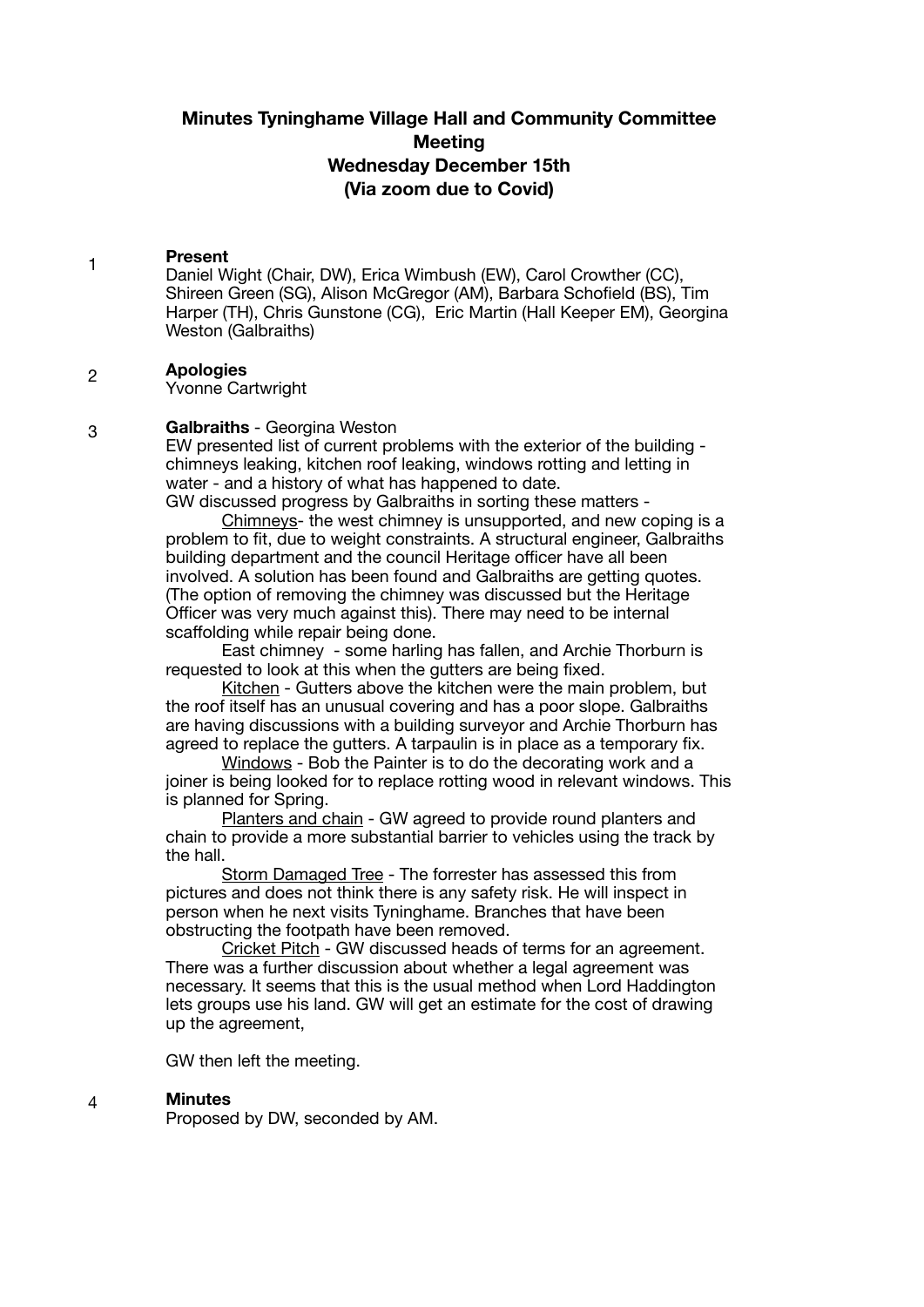# Minutes Tyninghame Village Hall and Community Committee Meeting
## Wednesday December 15th
## (Via zoom due to Covid)

1 **Present**

Daniel Wight (Chair, DW), Erica Wimbush (EW), Carol Crowther (CC), Shireen Green (SG), Alison McGregor (AM), Barbara Schofield (BS), Tim Harper (TH), Chris Gunstone (CG), Eric Martin (Hall Keeper EM), Georgina Weston (Galbraiths)

2 **Apologies**

Yvonne Cartwright

3 **Galbraiths** - Georgina Weston

EW presented list of current problems with the exterior of the building - chimneys leaking, kitchen roof leaking, windows rotting and letting in water - and a history of what has happened to date.

GW discussed progress by Galbraiths in sorting these matters -

Chimneys- the west chimney is unsupported, and new coping is a problem to fit, due to weight constraints. A structural engineer, Galbraiths building department and the council Heritage officer have all been involved. A solution has been found and Galbraiths are getting quotes. (The option of removing the chimney was discussed but the Heritage Officer was very much against this). There may need to be internal scaffolding while repair being done.

East chimney - some harling has fallen, and Archie Thorburn is requested to look at this when the gutters are being fixed.

Kitchen - Gutters above the kitchen were the main problem, but the roof itself has an unusual covering and has a poor slope. Galbraiths are having discussions with a building surveyor and Archie Thorburn has agreed to replace the gutters. A tarpaulin is in place as a temporary fix.

Windows - Bob the Painter is to do the decorating work and a joiner is being looked for to replace rotting wood in relevant windows. This is planned for Spring.

Planters and chain - GW agreed to provide round planters and chain to provide a more substantial barrier to vehicles using the track by the hall.

Storm Damaged Tree - The forrester has assessed this from pictures and does not think there is any safety risk. He will inspect in person when he next visits Tyninghame. Branches that have been obstructing the footpath have been removed.

Cricket Pitch - GW discussed heads of terms for an agreement. There was a further discussion about whether a legal agreement was necessary. It seems that this is the usual method when Lord Haddington lets groups use his land. GW will get an estimate for the cost of drawing up the agreement,

GW then left the meeting.

4 **Minutes**

Proposed by DW, seconded by AM.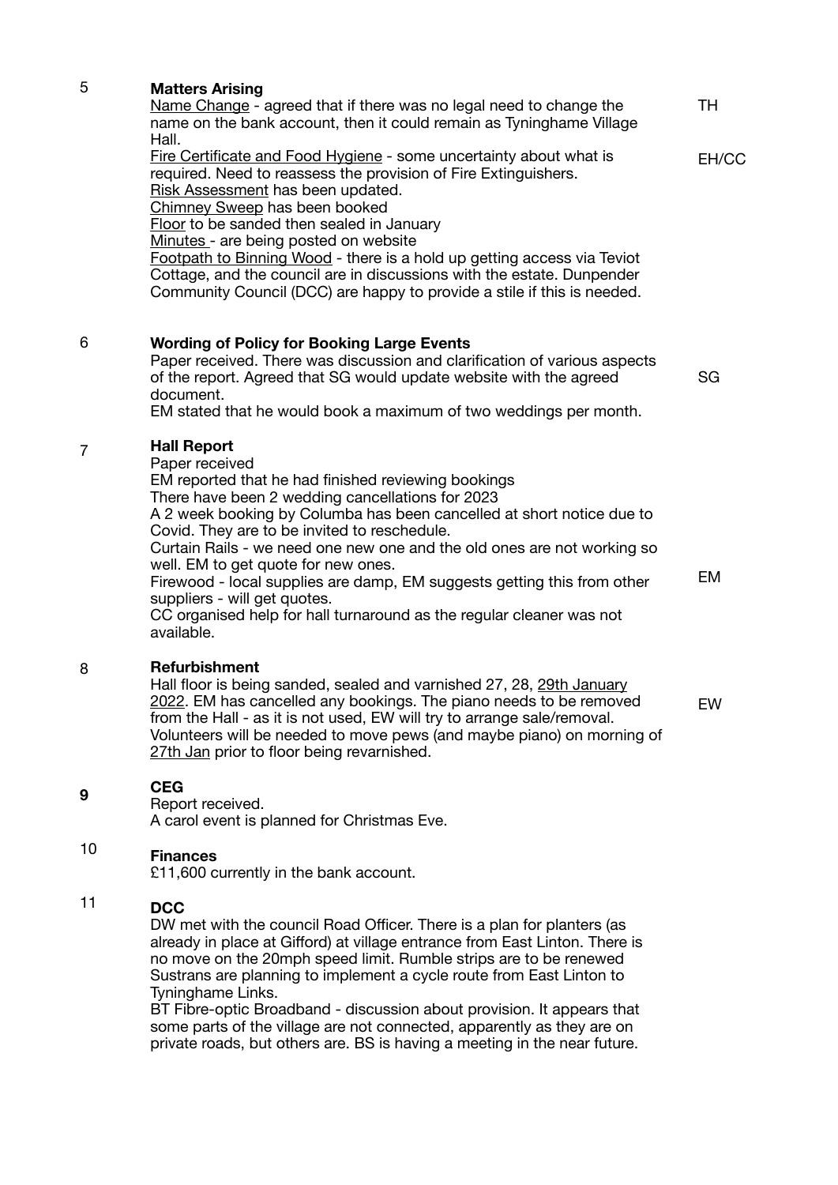## 5 Matters Arising

Name Change - agreed that if there was no legal need to change the name on the bank account, then it could remain as Tyninghame Village Hall. — **TH**

Fire Certificate and Food Hygiene - some uncertainty about what is required. Need to reassess the provision of Fire Extinguishers. — **EH/CC**

Risk Assessment has been updated.

Chimney Sweep has been booked

Floor to be sanded then sealed in January

Minutes - are being posted on website

Footpath to Binning Wood - there is a hold up getting access via Teviot Cottage, and the council are in discussions with the estate. Dunpender Community Council (DCC) are happy to provide a stile if this is needed.

## 6 Wording of Policy for Booking Large Events

Paper received. There was discussion and clarification of various aspects of the report. Agreed that SG would update website with the agreed document. — **SG**

EM stated that he would book a maximum of two weddings per month.

## 7 Hall Report

Paper received

EM reported that he had finished reviewing bookings

There have been 2 wedding cancellations for 2023

A 2 week booking by Columba has been cancelled at short notice due to Covid. They are to be invited to reschedule.

Curtain Rails - we need one new one and the old ones are not working so well. EM to get quote for new ones.

Firewood - local supplies are damp, EM suggests getting this from other suppliers - will get quotes. — **EM**

CC organised help for hall turnaround as the regular cleaner was not available.

## 8 Refurbishment

Hall floor is being sanded, sealed and varnished 27, 28, 29th January 2022. EM has cancelled any bookings. The piano needs to be removed from the Hall - as it is not used, EW will try to arrange sale/removal. Volunteers will be needed to move pews (and maybe piano) on morning of 27th Jan prior to floor being revarnished. — **EW**

## 9 CEG

Report received.

A carol event is planned for Christmas Eve.

## 10 Finances

£11,600 currently in the bank account.

## 11 DCC

DW met with the council Road Officer. There is a plan for planters (as already in place at Gifford) at village entrance from East Linton. There is no move on the 20mph speed limit. Rumble strips are to be renewed Sustrans are planning to implement a cycle route from East Linton to Tyninghame Links.

BT Fibre-optic Broadband - discussion about provision. It appears that some parts of the village are not connected, apparently as they are on private roads, but others are. BS is having a meeting in the near future.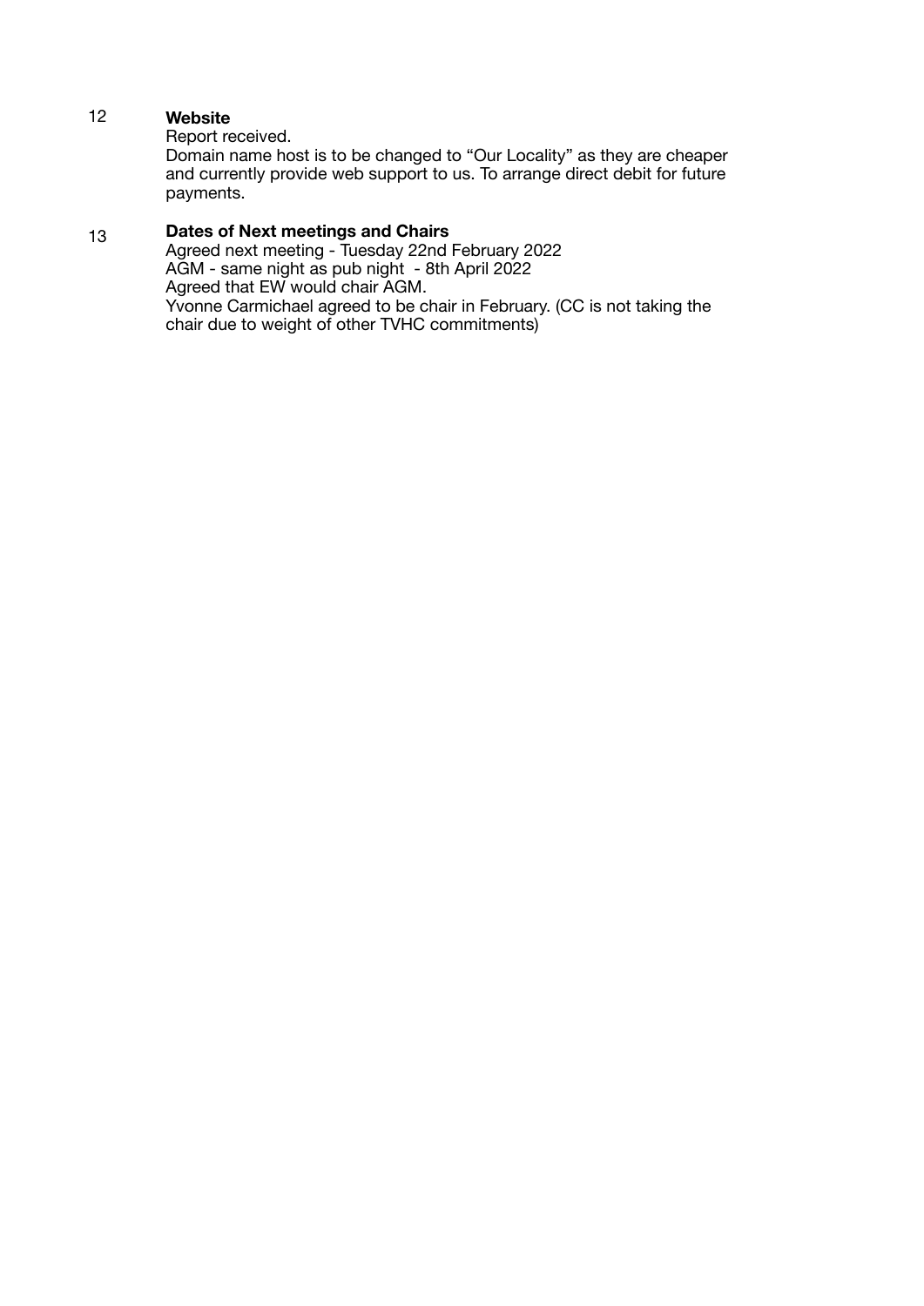12 **Website**

Report received.

Domain name host is to be changed to "Our Locality" as they are cheaper and currently provide web support to us. To arrange direct debit for future payments.

13 **Dates of Next meetings and Chairs**

Agreed next meeting - Tuesday 22nd February 2022

AGM - same night as pub night - 8th April 2022

Agreed that EW would chair AGM.

Yvonne Carmichael agreed to be chair in February. (CC is not taking the chair due to weight of other TVHC commitments)